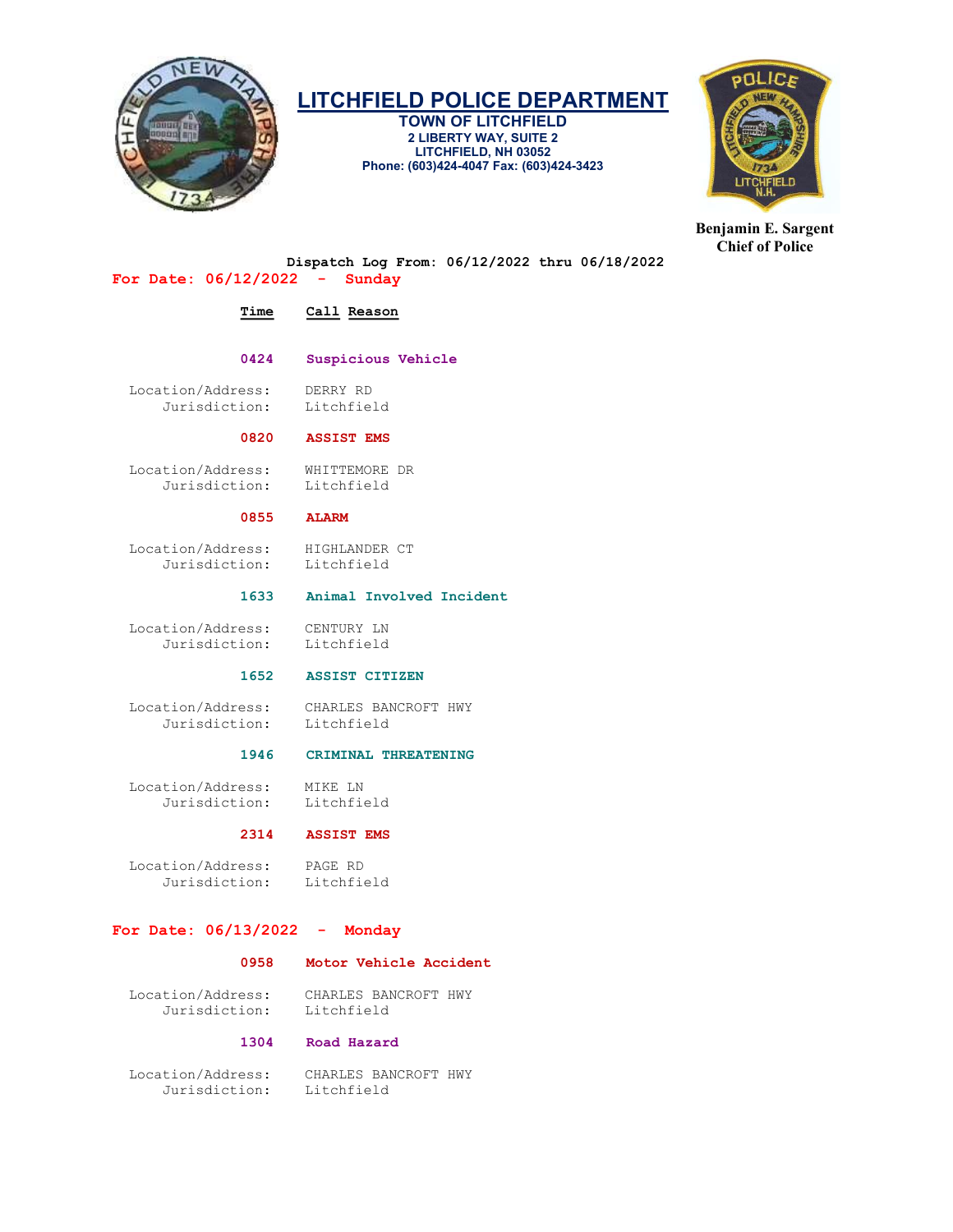# LITCHFIELD POLICE DEPARTMENT

**TOWN OF LITCHFIELD**
**2 LIBERTY WAY, SUITE 2**
**LITCHFIELD, NH 03052**
**Phone: (603)424-4047 Fax: (603)424-3423**

**Benjamin E. Sargent**
**Chief of Police**

Dispatch Log From: 06/12/2022 thru 06/18/2022

## For Date: 06/12/2022 - Sunday

| Time | Call Reason |
|---|---|

**0424 Suspicious Vehicle**

Location/Address: DERRY RD
Jurisdiction: Litchfield

**0820 ASSIST EMS**

Location/Address: WHITTEMORE DR
Jurisdiction: Litchfield

**0855 ALARM**

Location/Address: HIGHLANDER CT
Jurisdiction: Litchfield

**1633 Animal Involved Incident**

Location/Address: CENTURY LN
Jurisdiction: Litchfield

**1652 ASSIST CITIZEN**

Location/Address: CHARLES BANCROFT HWY
Jurisdiction: Litchfield

**1946 CRIMINAL THREATENING**

Location/Address: MIKE LN
Jurisdiction: Litchfield

**2314 ASSIST EMS**

Location/Address: PAGE RD
Jurisdiction: Litchfield

## For Date: 06/13/2022 - Monday

**0958 Motor Vehicle Accident**

Location/Address: CHARLES BANCROFT HWY
Jurisdiction: Litchfield

**1304 Road Hazard**

Location/Address: CHARLES BANCROFT HWY
Jurisdiction: Litchfield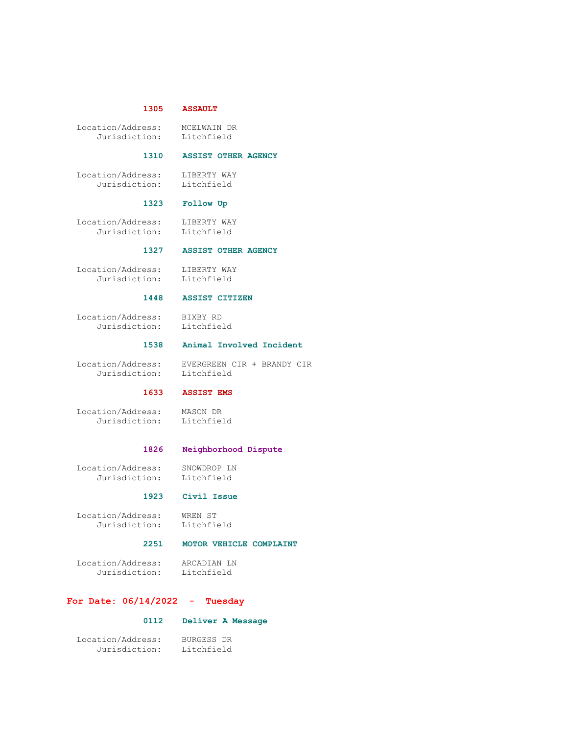**1305 ASSAULT**

Location/Address: MCELWAIN DR
Jurisdiction: Litchfield

**1310 ASSIST OTHER AGENCY**

Location/Address: LIBERTY WAY
Jurisdiction: Litchfield

**1323 Follow Up**

Location/Address: LIBERTY WAY
Jurisdiction: Litchfield

**1327 ASSIST OTHER AGENCY**

Location/Address: LIBERTY WAY
Jurisdiction: Litchfield

**1448 ASSIST CITIZEN**

Location/Address: BIXBY RD
Jurisdiction: Litchfield

**1538 Animal Involved Incident**

Location/Address: EVERGREEN CIR + BRANDY CIR
Jurisdiction: Litchfield

**1633 ASSIST EMS**

Location/Address: MASON DR
Jurisdiction: Litchfield

**1826 Neighborhood Dispute**

Location/Address: SNOWDROP LN
Jurisdiction: Litchfield

**1923 Civil Issue**

Location/Address: WREN ST
Jurisdiction: Litchfield

**2251 MOTOR VEHICLE COMPLAINT**

Location/Address: ARCADIAN LN
Jurisdiction: Litchfield

## For Date: 06/14/2022 - Tuesday

**0112 Deliver A Message**

Location/Address: BURGESS DR
Jurisdiction: Litchfield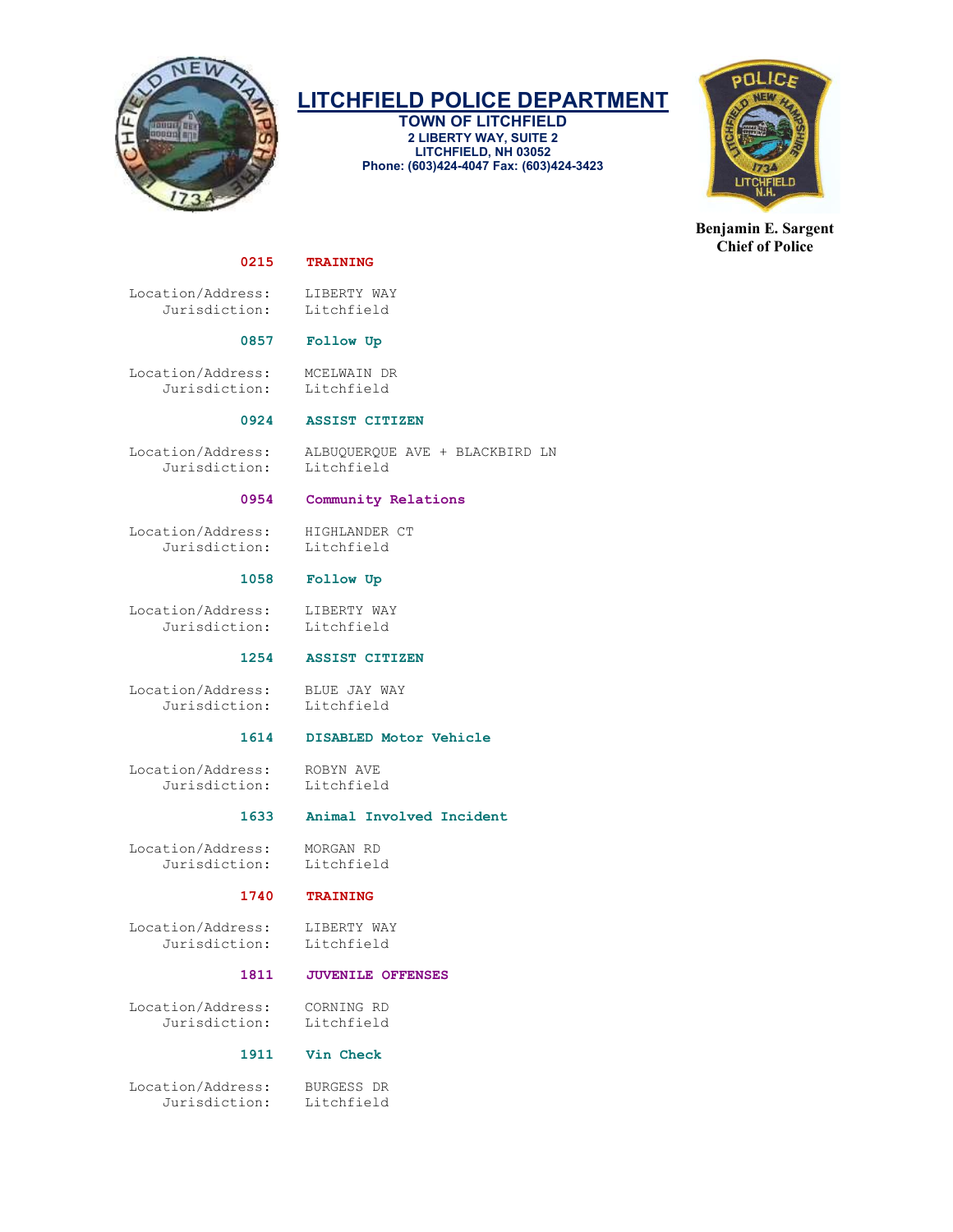# LITCHFIELD POLICE DEPARTMENT

**TOWN OF LITCHFIELD**
**2 LIBERTY WAY, SUITE 2**
**LITCHFIELD, NH 03052**
**Phone: (603)424-4047 Fax: (603)424-3423**

**Benjamin E. Sargent**
**Chief of Police**

**0215 TRAINING**

Location/Address: LIBERTY WAY
Jurisdiction: Litchfield

**0857 Follow Up**

Location/Address: MCELWAIN DR
Jurisdiction: Litchfield

**0924 ASSIST CITIZEN**

Location/Address: ALBUQUERQUE AVE + BLACKBIRD LN
Jurisdiction: Litchfield

**0954 Community Relations**

Location/Address: HIGHLANDER CT
Jurisdiction: Litchfield

**1058 Follow Up**

Location/Address: LIBERTY WAY
Jurisdiction: Litchfield

**1254 ASSIST CITIZEN**

Location/Address: BLUE JAY WAY
Jurisdiction: Litchfield

**1614 DISABLED Motor Vehicle**

Location/Address: ROBYN AVE
Jurisdiction: Litchfield

**1633 Animal Involved Incident**

Location/Address: MORGAN RD
Jurisdiction: Litchfield

**1740 TRAINING**

Location/Address: LIBERTY WAY
Jurisdiction: Litchfield

**1811 JUVENILE OFFENSES**

Location/Address: CORNING RD
Jurisdiction: Litchfield

**1911 Vin Check**

Location/Address: BURGESS DR
Jurisdiction: Litchfield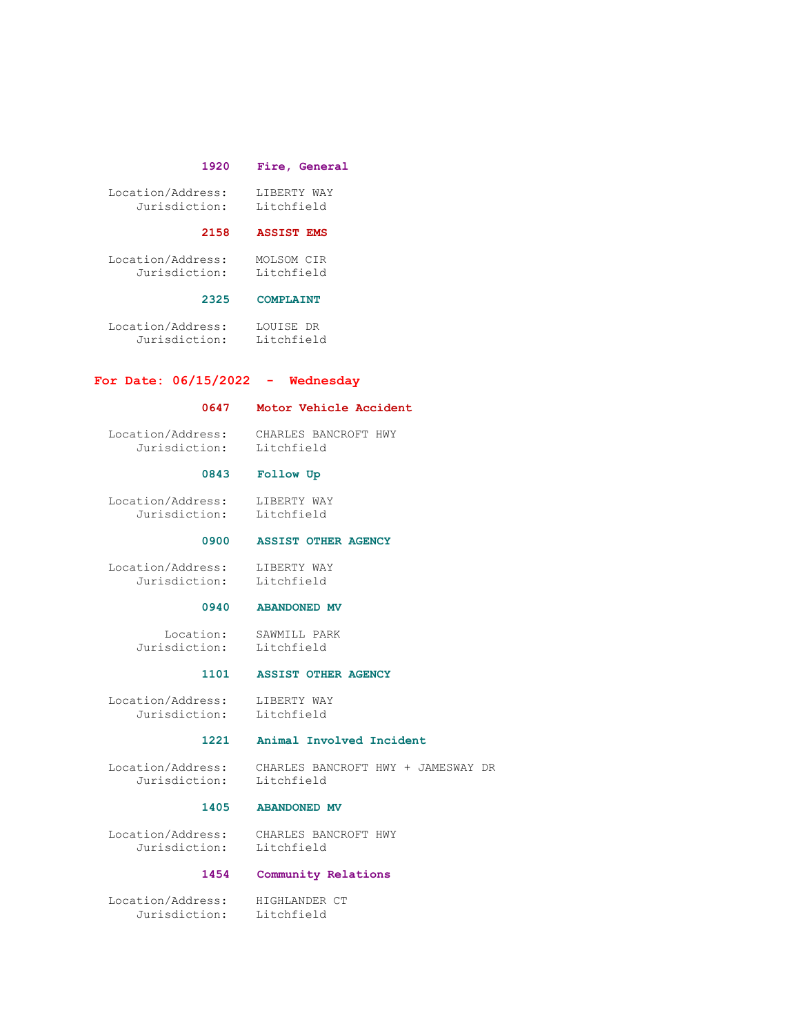**1920 Fire, General**

Location/Address: LIBERTY WAY
Jurisdiction: Litchfield

**2158 ASSIST EMS**

Location/Address: MOLSOM CIR
Jurisdiction: Litchfield

**2325 COMPLAINT**

Location/Address: LOUISE DR
Jurisdiction: Litchfield

## For Date: 06/15/2022 - Wednesday

**0647 Motor Vehicle Accident**

Location/Address: CHARLES BANCROFT HWY
Jurisdiction: Litchfield

**0843 Follow Up**

Location/Address: LIBERTY WAY
Jurisdiction: Litchfield

**0900 ASSIST OTHER AGENCY**

Location/Address: LIBERTY WAY
Jurisdiction: Litchfield

**0940 ABANDONED MV**

Location: SAWMILL PARK
Jurisdiction: Litchfield

**1101 ASSIST OTHER AGENCY**

Location/Address: LIBERTY WAY
Jurisdiction: Litchfield

**1221 Animal Involved Incident**

Location/Address: CHARLES BANCROFT HWY + JAMESWAY DR
Jurisdiction: Litchfield

**1405 ABANDONED MV**

Location/Address: CHARLES BANCROFT HWY
Jurisdiction: Litchfield

**1454 Community Relations**

Location/Address: HIGHLANDER CT
Jurisdiction: Litchfield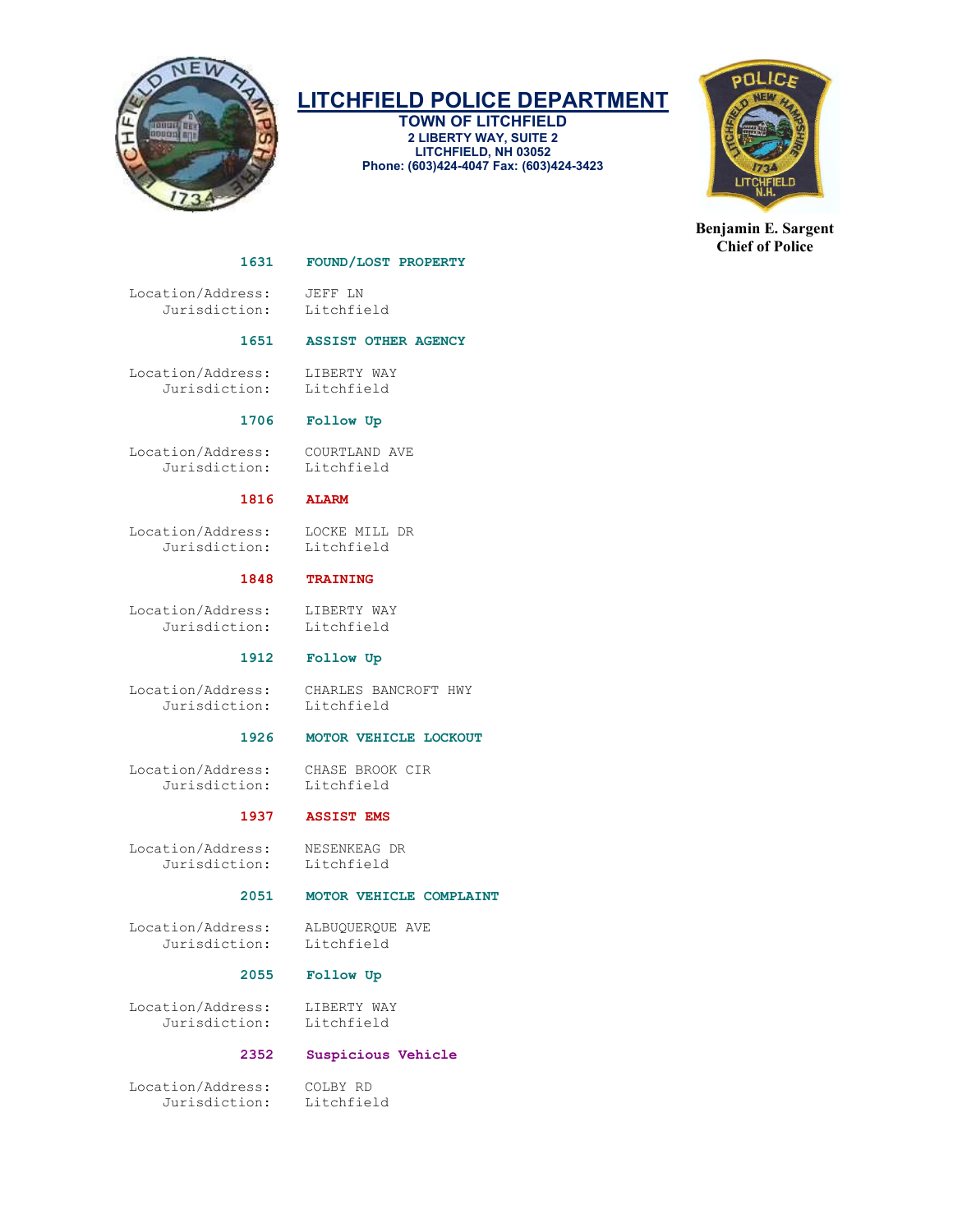# LITCHFIELD POLICE DEPARTMENT

**TOWN OF LITCHFIELD**
**2 LIBERTY WAY, SUITE 2**
**LITCHFIELD, NH 03052**
**Phone: (603)424-4047 Fax: (603)424-3423**

**Benjamin E. Sargent**
**Chief of Police**

**1631 FOUND/LOST PROPERTY**

Location/Address: JEFF LN
Jurisdiction: Litchfield

**1651 ASSIST OTHER AGENCY**

Location/Address: LIBERTY WAY
Jurisdiction: Litchfield

**1706 Follow Up**

Location/Address: COURTLAND AVE
Jurisdiction: Litchfield

**1816 ALARM**

Location/Address: LOCKE MILL DR
Jurisdiction: Litchfield

**1848 TRAINING**

Location/Address: LIBERTY WAY
Jurisdiction: Litchfield

**1912 Follow Up**

Location/Address: CHARLES BANCROFT HWY
Jurisdiction: Litchfield

**1926 MOTOR VEHICLE LOCKOUT**

Location/Address: CHASE BROOK CIR
Jurisdiction: Litchfield

**1937 ASSIST EMS**

Location/Address: NESENKEAG DR
Jurisdiction: Litchfield

**2051 MOTOR VEHICLE COMPLAINT**

Location/Address: ALBUQUERQUE AVE
Jurisdiction: Litchfield

**2055 Follow Up**

Location/Address: LIBERTY WAY
Jurisdiction: Litchfield

**2352 Suspicious Vehicle**

Location/Address: COLBY RD
Jurisdiction: Litchfield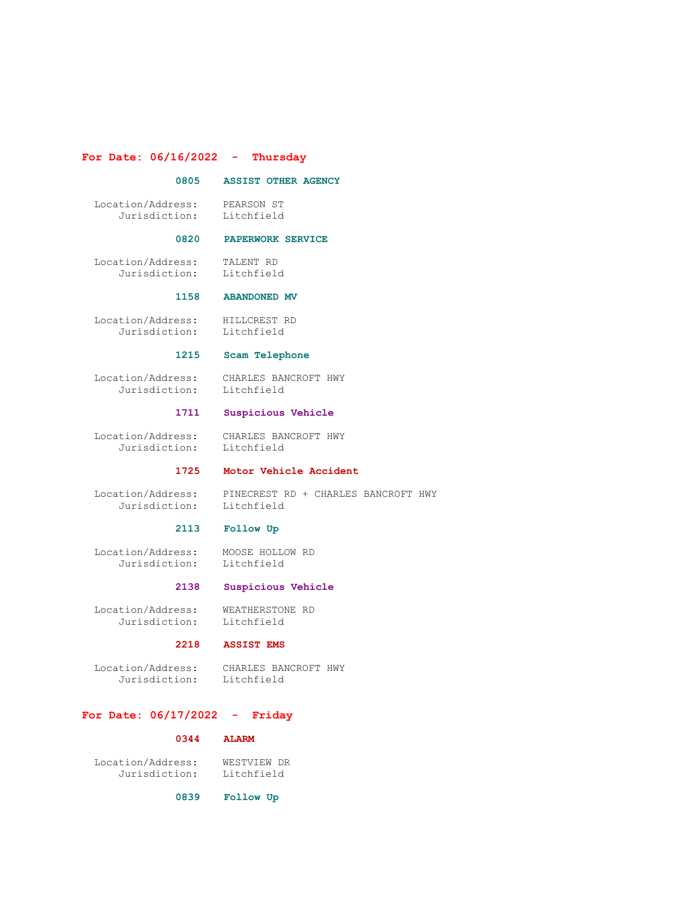## For Date: 06/16/2022 - Thursday

**0805 ASSIST OTHER AGENCY**

Location/Address: PEARSON ST
Jurisdiction: Litchfield

**0820 PAPERWORK SERVICE**

Location/Address: TALENT RD
Jurisdiction: Litchfield

**1158 ABANDONED MV**

Location/Address: HILLCREST RD
Jurisdiction: Litchfield

**1215 Scam Telephone**

Location/Address: CHARLES BANCROFT HWY
Jurisdiction: Litchfield

**1711 Suspicious Vehicle**

Location/Address: CHARLES BANCROFT HWY
Jurisdiction: Litchfield

**1725 Motor Vehicle Accident**

Location/Address: PINECREST RD + CHARLES BANCROFT HWY
Jurisdiction: Litchfield

**2113 Follow Up**

Location/Address: MOOSE HOLLOW RD
Jurisdiction: Litchfield

**2138 Suspicious Vehicle**

Location/Address: WEATHERSTONE RD
Jurisdiction: Litchfield

**2218 ASSIST EMS**

Location/Address: CHARLES BANCROFT HWY
Jurisdiction: Litchfield

## For Date: 06/17/2022 - Friday

**0344 ALARM**

Location/Address: WESTVIEW DR
Jurisdiction: Litchfield

**0839 Follow Up**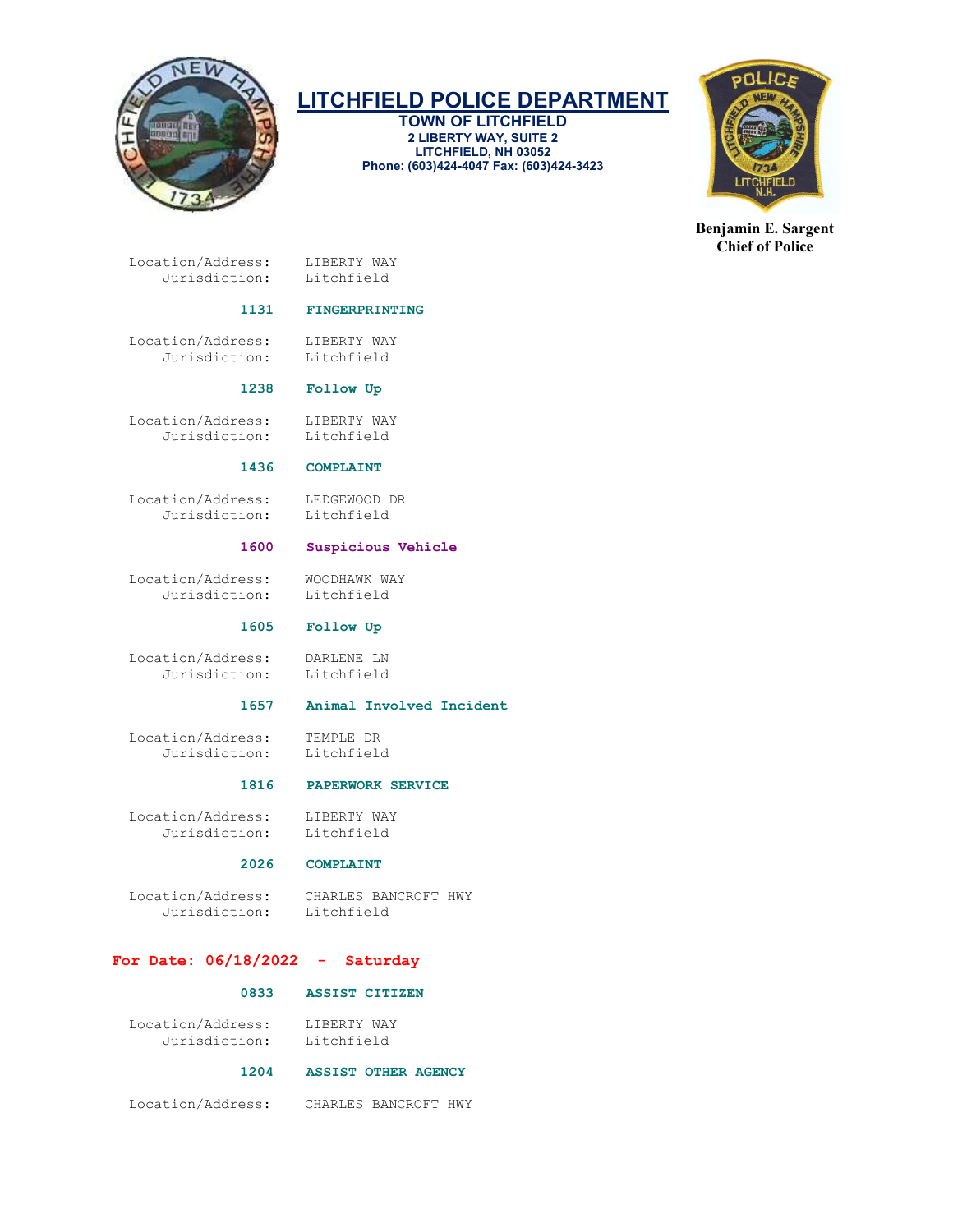Location/Address: LIBERTY WAY
Jurisdiction: Litchfield

**1131 FINGERPRINTING**

Location/Address: LIBERTY WAY
Jurisdiction: Litchfield

**1238 Follow Up**

Location/Address: LIBERTY WAY
Jurisdiction: Litchfield

**1436 COMPLAINT**

Location/Address: LEDGEWOOD DR
Jurisdiction: Litchfield

**1600 Suspicious Vehicle**

Location/Address: WOODHAWK WAY
Jurisdiction: Litchfield

**1605 Follow Up**

Location/Address: DARLENE LN
Jurisdiction: Litchfield

**1657 Animal Involved Incident**

Location/Address: TEMPLE DR
Jurisdiction: Litchfield

**1816 PAPERWORK SERVICE**

Location/Address: LIBERTY WAY
Jurisdiction: Litchfield

**2026 COMPLAINT**

Location/Address: CHARLES BANCROFT HWY
Jurisdiction: Litchfield

## For Date: 06/18/2022 - Saturday

**0833 ASSIST CITIZEN**

Location/Address: LIBERTY WAY
Jurisdiction: Litchfield

**1204 ASSIST OTHER AGENCY**

Location/Address: CHARLES BANCROFT HWY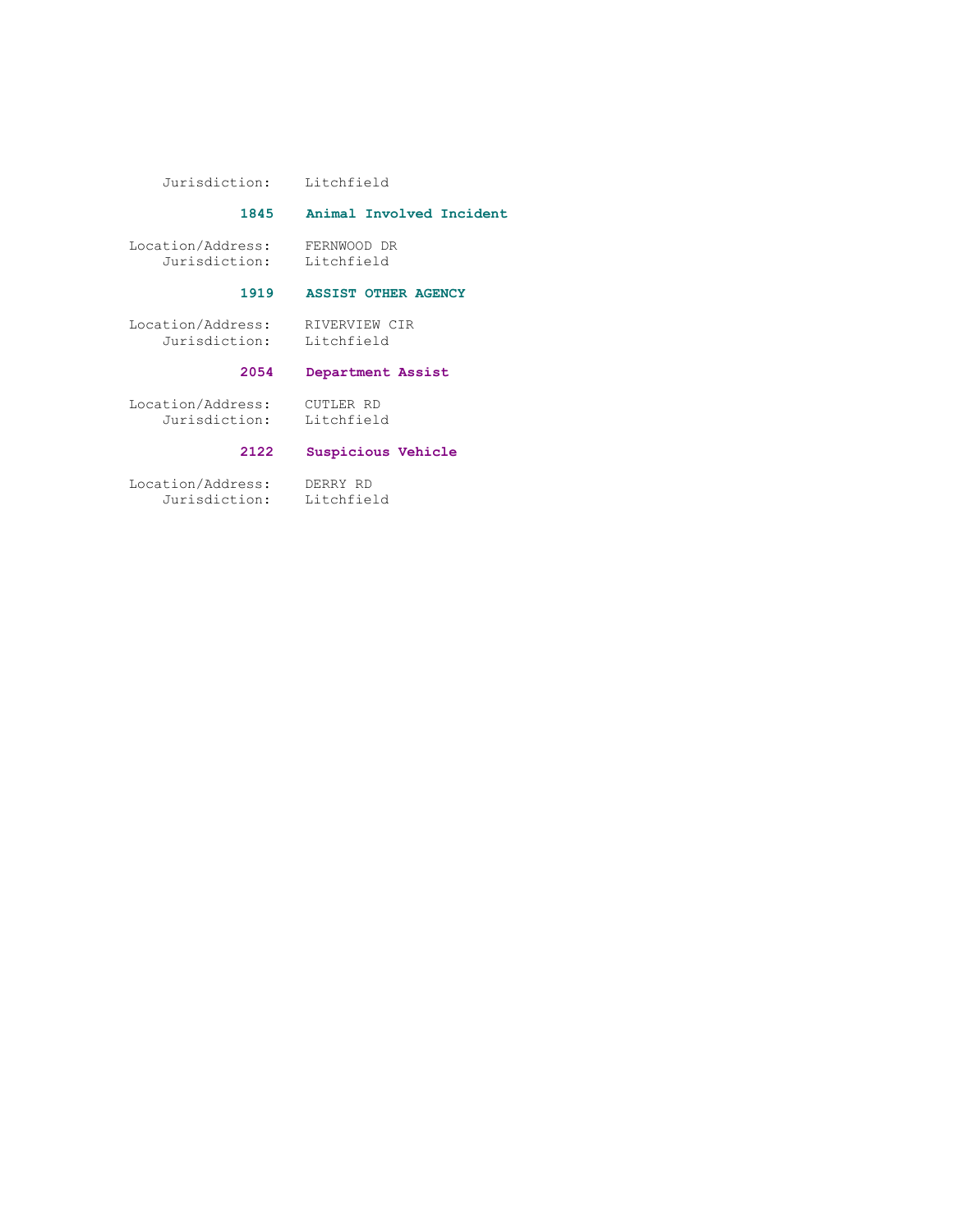Jurisdiction: Litchfield

**1845 Animal Involved Incident**

Location/Address: FERNWOOD DR
Jurisdiction: Litchfield

**1919 ASSIST OTHER AGENCY**

Location/Address: RIVERVIEW CIR
Jurisdiction: Litchfield

**2054 Department Assist**

Location/Address: CUTLER RD
Jurisdiction: Litchfield

**2122 Suspicious Vehicle**

Location/Address: DERRY RD
Jurisdiction: Litchfield